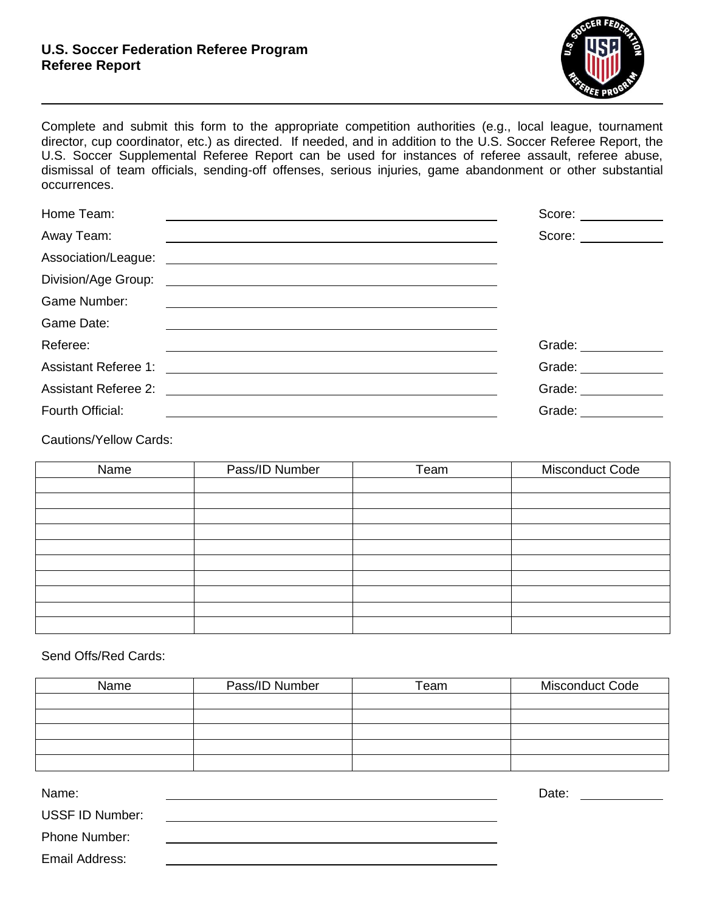# U.S. Soccer Federation Referee Program
## Referee Report

Complete and submit this form to the appropriate competition authorities (e.g., local league, tournament director, cup coordinator, etc.) as directed. If needed, and in addition to the U.S. Soccer Referee Report, the U.S. Soccer Supplemental Referee Report can be used for instances of referee assault, referee abuse, dismissal of team officials, sending-off offenses, serious injuries, game abandonment or other substantial occurrences.

Home Team: ______________________________ Score: __________

Away Team: ______________________________ Score: __________

Association/League: ______________________________

Division/Age Group: ______________________________

Game Number: ______________________________

Game Date: ______________________________

Referee: ______________________________ Grade: __________

Assistant Referee 1: ______________________________ Grade: __________

Assistant Referee 2: ______________________________ Grade: __________

Fourth Official: ______________________________ Grade: __________

Cautions/Yellow Cards:

| Name | Pass/ID Number | Team | Misconduct Code |
|---|---|---|---|
| | | | |
| | | | |
| | | | |
| | | | |
| | | | |
| | | | |
| | | | |
| | | | |
| | | | |
| | | | |

Send Offs/Red Cards:

| Name | Pass/ID Number | Team | Misconduct Code |
|---|---|---|---|
| | | | |
| | | | |
| | | | |
| | | | |
| | | | |

Name: ______________________________ Date: __________

USSF ID Number: ______________________________

Phone Number: ______________________________

Email Address: ______________________________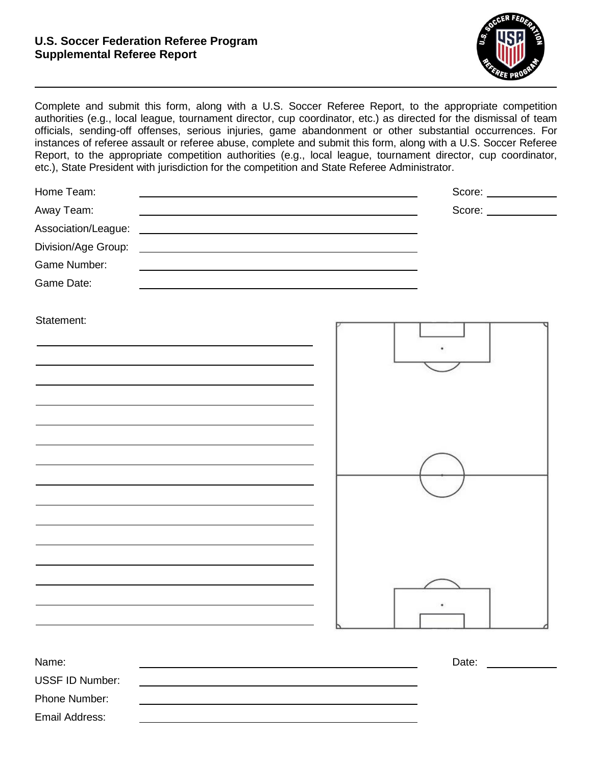# U.S. Soccer Federation Referee Program
## Supplemental Referee Report

Complete and submit this form, along with a U.S. Soccer Referee Report, to the appropriate competition authorities (e.g., local league, tournament director, cup coordinator, etc.) as directed for the dismissal of team officials, sending-off offenses, serious injuries, game abandonment or other substantial occurrences. For instances of referee assault or referee abuse, complete and submit this form, along with a U.S. Soccer Referee Report, to the appropriate competition authorities (e.g., local league, tournament director, cup coordinator, etc.), State President with jurisdiction for the competition and State Referee Administrator.

Home Team: ______________________________ Score: __________

Away Team: ______________________________ Score: __________

Association/League: ______________________________

Division/Age Group: ______________________________

Game Number: ______________________________

Game Date: ______________________________

Statement:

______________________________
______________________________
______________________________
______________________________
______________________________
______________________________
______________________________
______________________________
______________________________
______________________________
______________________________
______________________________
______________________________
______________________________
______________________________

Name: ______________________________ Date: __________

USSF ID Number: ______________________________

Phone Number: ______________________________

Email Address: ______________________________